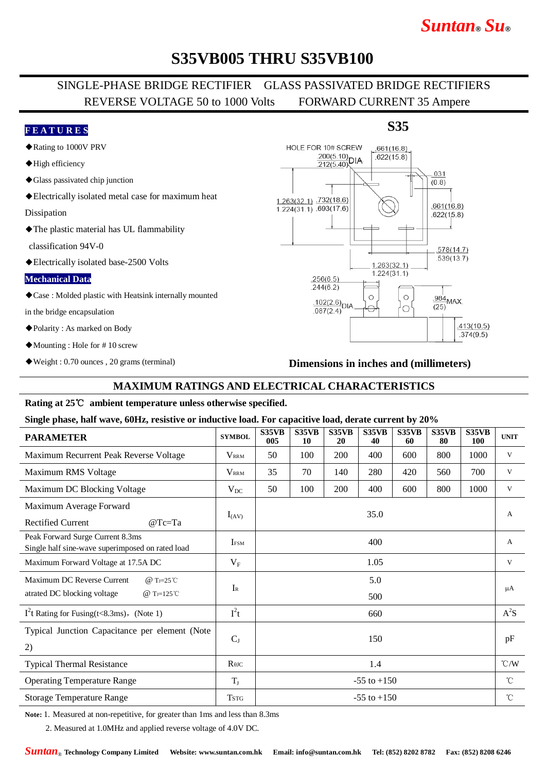# S35VB005 THRU S35VB100

SINGLE-PHASE BRIDGE RECTIFIER GLASS PASSIVATED BRIDGE RECTIFIERS
REVERSE VOLTAGE 50 to 1000 Volts FORWARD CURRENT 35 Ampere

**FEATURES**

- ◆Rating to 1000V PRV
- ◆High efficiency
- ◆Glass passivated chip junction
- ◆Electrically isolated metal case for maximum heat Dissipation
- ◆The plastic material has UL flammability classification 94V-0
- ◆Electrically isolated base-2500 Volts

**Mechanical Data**

- ◆Case : Molded plastic with Heatsink internally mounted in the bridge encapsulation
- ◆Polarity : As marked on Body
- ◆Mounting : Hole for # 10 screw
- ◆Weight : 0.70 ounces , 20 grams (terminal)

**S35**

HOLE FOR 10# SCREW .200(5.10) .212(5.40) DIA .661(16.8) .622(15.8) .031 (0.8) 1.263(32.1) 1.224(31.1) .732(18.6) .693(17.6) .661(16.8) .622(15.8) .578(14.7) .539(13.7) 1.263(32.1) 1.224(31.1) .256(6.5) .244(6.2) .102(2.6) .087(2.4) DIA .984 (25) MAX. .413(10.5) .374(9.5)

**Dimensions in inches and (millimeters)**

## MAXIMUM RATINGS AND ELECTRICAL CHARACTERISTICS

**Rating at 25℃ ambient temperature unless otherwise specified.**

**Single phase, half wave, 60Hz, resistive or inductive load. For capacitive load, derate current by 20%**

| PARAMETER | SYMBOL | S35VB 005 | S35VB 10 | S35VB 20 | S35VB 40 | S35VB 60 | S35VB 80 | S35VB 100 | UNIT |
|---|---|---|---|---|---|---|---|---|---|
| Maximum Recurrent Peak Reverse Voltage | $V_{RRM}$ | 50 | 100 | 200 | 400 | 600 | 800 | 1000 | V |
| Maximum RMS Voltage | $V_{RRM}$ | 35 | 70 | 140 | 280 | 420 | 560 | 700 | V |
| Maximum DC Blocking Voltage | $V_{DC}$ | 50 | 100 | 200 | 400 | 600 | 800 | 1000 | V |
| Maximum Average Forward Rectified Current @Tc=Ta | $I_{(AV)}$ | 35.0 | | | | | | | A |
| Peak Forward Surge Current 8.3ms Single half sine-wave superimposed on rated load | $I_{FSM}$ | 400 | | | | | | | A |
| Maximum Forward Voltage at 17.5A DC | $V_F$ | 1.05 | | | | | | | V |
| Maximum DC Reverse Current @ $T_J$=25℃ atrated DC blocking voltage @ $T_J$=125℃ | $I_R$ | 5.0 / 500 | | | | | | | μA |
| $I^2t$ Rating for Fusing(t<8.3ms), (Note 1) | $I^2t$ | 660 | | | | | | | $A^2S$ |
| Typical Junction Capacitance per element (Note 2) | $C_J$ | 150 | | | | | | | pF |
| Typical Thermal Resistance | $R_{\theta JC}$ | 1.4 | | | | | | | ℃/W |
| Operating Temperature Range | $T_J$ | -55 to +150 | | | | | | | ℃ |
| Storage Temperature Range | $T_{STG}$ | -55 to +150 | | | | | | | ℃ |

**Note:** 1. Measured at non-repetitive, for greater than 1ms and less than 8.3ms

2. Measured at 1.0MHz and applied reverse voltage of 4.0V DC.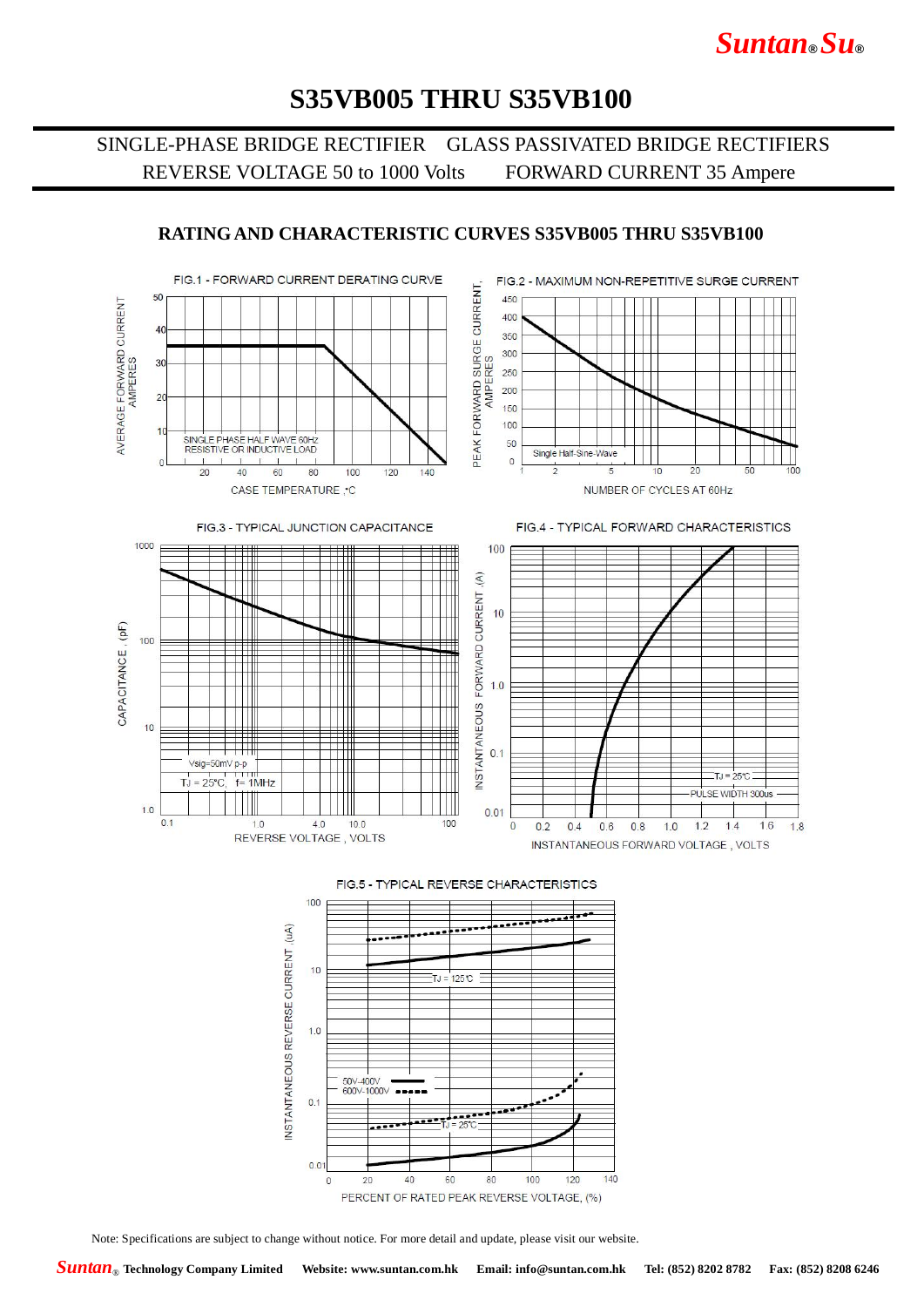Suntan® Su®

# S35VB005 THRU S35VB100

SINGLE-PHASE BRIDGE RECTIFIER GLASS PASSIVATED BRIDGE RECTIFIERS
REVERSE VOLTAGE 50 to 1000 Volts FORWARD CURRENT 35 Ampere

## RATING AND CHARACTERISTIC CURVES S35VB005 THRU S35VB100

FIG.1 - FORWARD CURRENT DERATING CURVE

AVERAGE FORWARD CURRENT AMPERES
50
40
30
20
10
0
SINGLE PHASE HALF WAVE 60Hz
RESISTIVE OR INDUCTIVE LOAD
20 40 60 80 100 120 140
CASE TEMPERATURE ,°C

FIG.2 - MAXIMUM NON-REPETITIVE SURGE CURRENT

PEAK FORWARD SURGE CURRENT, AMPERES
450
400
350
300
250
200
150
100
50
0
Single Half-Sine-Wave
1 2 5 10 20 50 100
NUMBER OF CYCLES AT 60Hz

FIG.3 - TYPICAL JUNCTION CAPACITANCE

CAPACITANCE , (pF)
1000
100
10
1.0
Vsig=50mV p-p
TJ = 25°C, f= 1MHz
0.1 1.0 4.0 10.0 100
REVERSE VOLTAGE , VOLTS

FIG.4 - TYPICAL FORWARD CHARACTERISTICS

INSTANTANEOUS FORWARD CURRENT ,(A)
100
10
1.0
0.1
0.01
TJ = 25°C
PULSE WIDTH 300us
0 0.2 0.4 0.6 0.8 1.0 1.2 1.4 1.6 1.8
INSTANTANEOUS FORWARD VOLTAGE , VOLTS

FIG.5 - TYPICAL REVERSE CHARACTERISTICS

INSTANTANEOUS REVERSE CURRENT, (uA)
100
10
1.0
0.1
0.01
TJ = 125°C
TJ = 25°C
50V-400V
600V-1000V
0 20 40 60 80 100 120 140
PERCENT OF RATED PEAK REVERSE VOLTAGE, (%)

Note: Specifications are subject to change without notice. For more detail and update, please visit our website.

Suntan® Technology Company Limited Website: www.suntan.com.hk Email: info@suntan.com.hk Tel: (852) 8202 8782 Fax: (852) 8208 6246